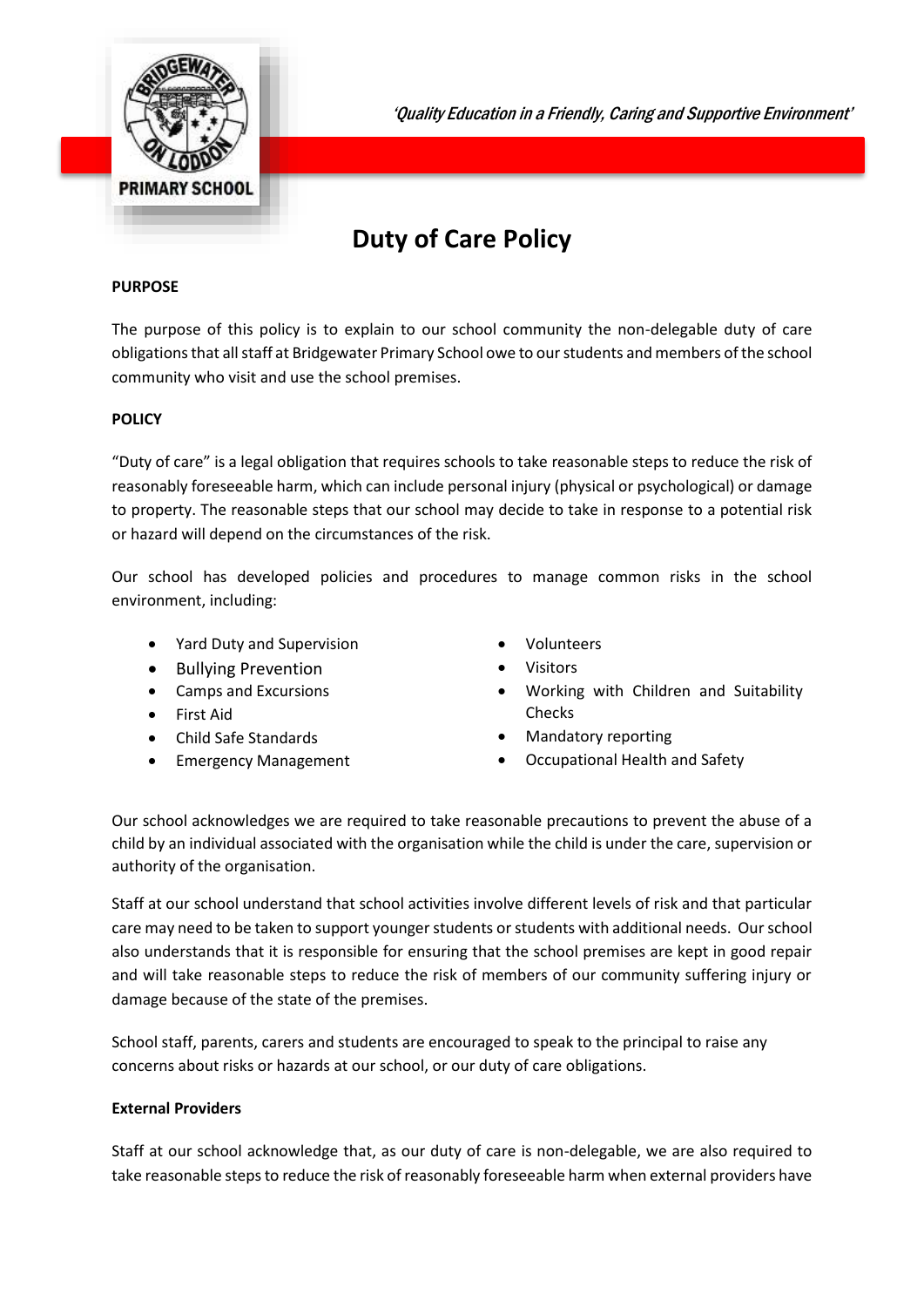*'Quality Education in a Friendly, Caring and Supportive Environment'*

# Duty of Care Policy

**PURPOSE**

The purpose of this policy is to explain to our school community the non-delegable duty of care obligations that all staff at Bridgewater Primary School owe to our students and members of the school community who visit and use the school premises.

**POLICY**

"Duty of care" is a legal obligation that requires schools to take reasonable steps to reduce the risk of reasonably foreseeable harm, which can include personal injury (physical or psychological) or damage to property. The reasonable steps that our school may decide to take in response to a potential risk or hazard will depend on the circumstances of the risk.

Our school has developed policies and procedures to manage common risks in the school environment, including:

- Yard Duty and Supervision
- Bullying Prevention
- Camps and Excursions
- First Aid
- Child Safe Standards
- Emergency Management
- Volunteers
- Visitors
- Working with Children and Suitability Checks
- Mandatory reporting
- Occupational Health and Safety

Our school acknowledges we are required to take reasonable precautions to prevent the abuse of a child by an individual associated with the organisation while the child is under the care, supervision or authority of the organisation.

Staff at our school understand that school activities involve different levels of risk and that particular care may need to be taken to support younger students or students with additional needs. Our school also understands that it is responsible for ensuring that the school premises are kept in good repair and will take reasonable steps to reduce the risk of members of our community suffering injury or damage because of the state of the premises.

School staff, parents, carers and students are encouraged to speak to the principal to raise any concerns about risks or hazards at our school, or our duty of care obligations.

**External Providers**

Staff at our school acknowledge that, as our duty of care is non-delegable, we are also required to take reasonable steps to reduce the risk of reasonably foreseeable harm when external providers have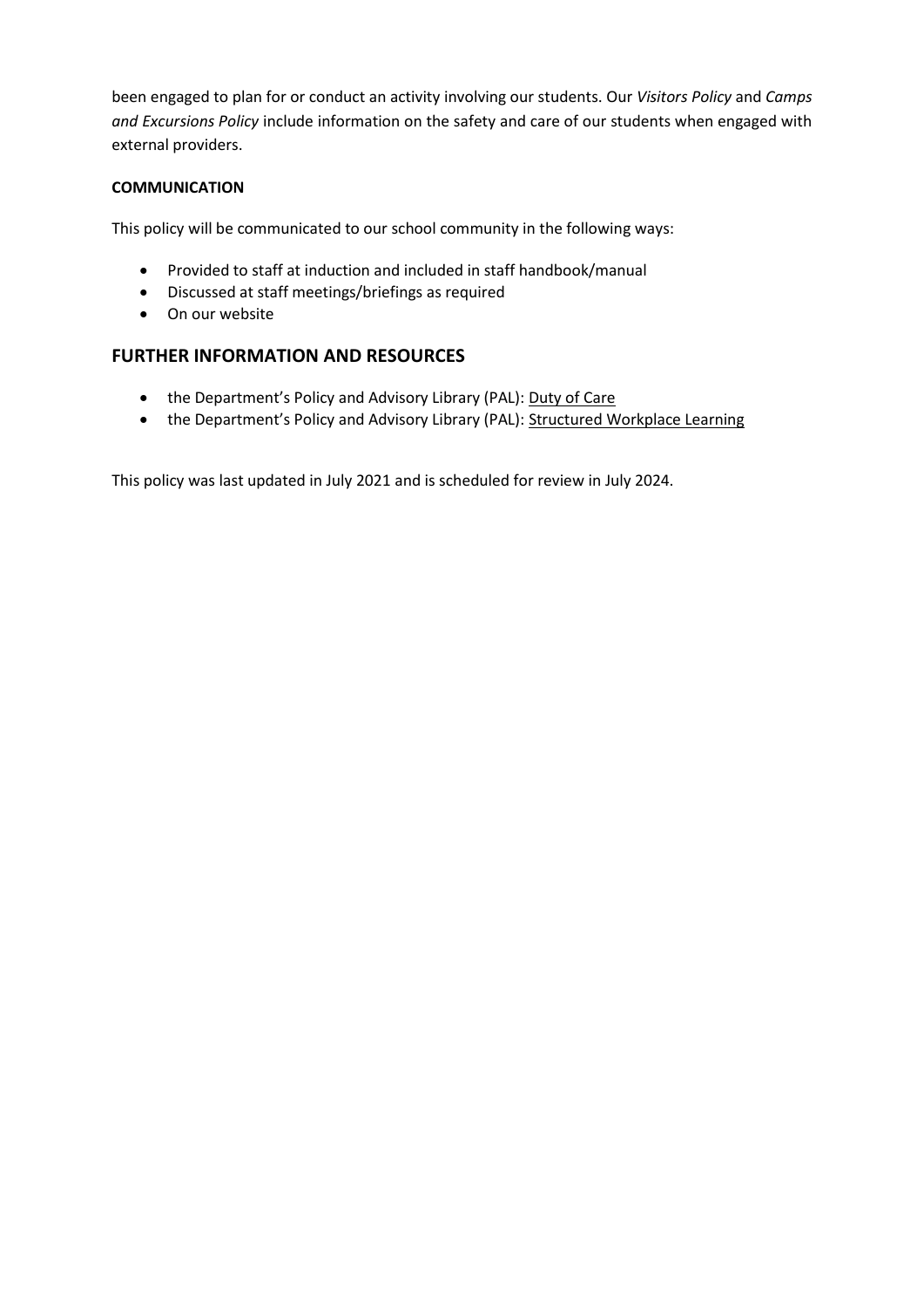been engaged to plan for or conduct an activity involving our students. Our *Visitors Policy* and *Camps and Excursions Policy* include information on the safety and care of our students when engaged with external providers.

**COMMUNICATION**

This policy will be communicated to our school community in the following ways:

- Provided to staff at induction and included in staff handbook/manual
- Discussed at staff meetings/briefings as required
- On our website

## FURTHER INFORMATION AND RESOURCES

- the Department's Policy and Advisory Library (PAL): Duty of Care
- the Department's Policy and Advisory Library (PAL): Structured Workplace Learning

This policy was last updated in July 2021 and is scheduled for review in July 2024.